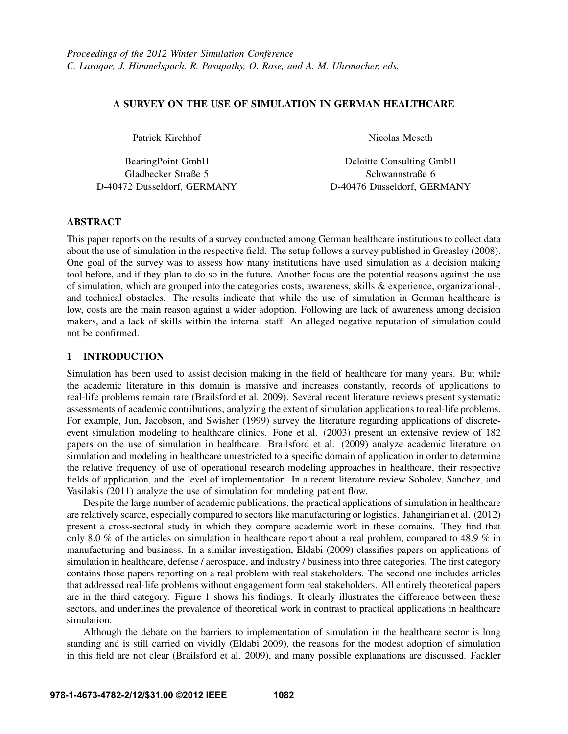*Proceedings of the 2012 Winter Simulation Conference*
*C. Laroque, J. Himmelspach, R. Pasupathy, O. Rose, and A. M. Uhrmacher, eds.*

# A SURVEY ON THE USE OF SIMULATION IN GERMAN HEALTHCARE

Patrick Kirchhof

BearingPoint GmbH
Gladbecker Straße 5
D-40472 Düsseldorf, GERMANY

Nicolas Meseth

Deloitte Consulting GmbH
Schwannstraße 6
D-40476 Düsseldorf, GERMANY

## ABSTRACT

This paper reports on the results of a survey conducted among German healthcare institutions to collect data about the use of simulation in the respective field. The setup follows a survey published in Greasley (2008). One goal of the survey was to assess how many institutions have used simulation as a decision making tool before, and if they plan to do so in the future. Another focus are the potential reasons against the use of simulation, which are grouped into the categories costs, awareness, skills & experience, organizational-, and technical obstacles. The results indicate that while the use of simulation in German healthcare is low, costs are the main reason against a wider adoption. Following are lack of awareness among decision makers, and a lack of skills within the internal staff. An alleged negative reputation of simulation could not be confirmed.

## 1 INTRODUCTION

Simulation has been used to assist decision making in the field of healthcare for many years. But while the academic literature in this domain is massive and increases constantly, records of applications to real-life problems remain rare (Brailsford et al. 2009). Several recent literature reviews present systematic assessments of academic contributions, analyzing the extent of simulation applications to real-life problems. For example, Jun, Jacobson, and Swisher (1999) survey the literature regarding applications of discrete-event simulation modeling to healthcare clinics. Fone et al. (2003) present an extensive review of 182 papers on the use of simulation in healthcare. Brailsford et al. (2009) analyze academic literature on simulation and modeling in healthcare unrestricted to a specific domain of application in order to determine the relative frequency of use of operational research modeling approaches in healthcare, their respective fields of application, and the level of implementation. In a recent literature review Sobolev, Sanchez, and Vasilakis (2011) analyze the use of simulation for modeling patient flow.

Despite the large number of academic publications, the practical applications of simulation in healthcare are relatively scarce, especially compared to sectors like manufacturing or logistics. Jahangirian et al. (2012) present a cross-sectoral study in which they compare academic work in these domains. They find that only 8.0 % of the articles on simulation in healthcare report about a real problem, compared to 48.9 % in manufacturing and business. In a similar investigation, Eldabi (2009) classifies papers on applications of simulation in healthcare, defense / aerospace, and industry / business into three categories. The first category contains those papers reporting on a real problem with real stakeholders. The second one includes articles that addressed real-life problems without engagement form real stakeholders. All entirely theoretical papers are in the third category. Figure 1 shows his findings. It clearly illustrates the difference between these sectors, and underlines the prevalence of theoretical work in contrast to practical applications in healthcare simulation.

Although the debate on the barriers to implementation of simulation in the healthcare sector is long standing and is still carried on vividly (Eldabi 2009), the reasons for the modest adoption of simulation in this field are not clear (Brailsford et al. 2009), and many possible explanations are discussed. Fackler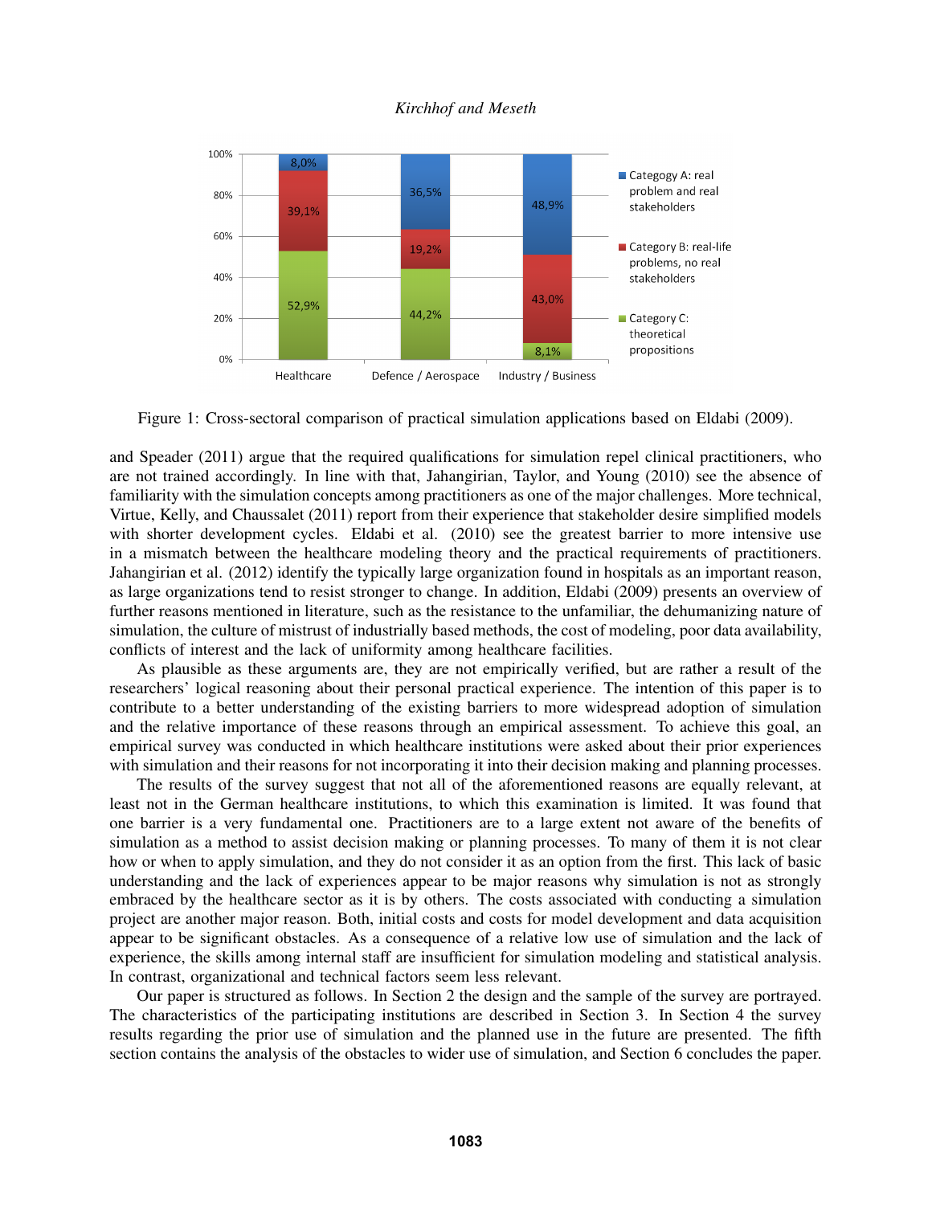Figure 1: Cross-sectoral comparison of practical simulation applications based on Eldabi (2009).

and Speader (2011) argue that the required qualifications for simulation repel clinical practitioners, who are not trained accordingly. In line with that, Jahangirian, Taylor, and Young (2010) see the absence of familiarity with the simulation concepts among practitioners as one of the major challenges. More technical, Virtue, Kelly, and Chaussalet (2011) report from their experience that stakeholder desire simplified models with shorter development cycles. Eldabi et al. (2010) see the greatest barrier to more intensive use in a mismatch between the healthcare modeling theory and the practical requirements of practitioners. Jahangirian et al. (2012) identify the typically large organization found in hospitals as an important reason, as large organizations tend to resist stronger to change. In addition, Eldabi (2009) presents an overview of further reasons mentioned in literature, such as the resistance to the unfamiliar, the dehumanizing nature of simulation, the culture of mistrust of industrially based methods, the cost of modeling, poor data availability, conflicts of interest and the lack of uniformity among healthcare facilities.

As plausible as these arguments are, they are not empirically verified, but are rather a result of the researchers' logical reasoning about their personal practical experience. The intention of this paper is to contribute to a better understanding of the existing barriers to more widespread adoption of simulation and the relative importance of these reasons through an empirical assessment. To achieve this goal, an empirical survey was conducted in which healthcare institutions were asked about their prior experiences with simulation and their reasons for not incorporating it into their decision making and planning processes.

The results of the survey suggest that not all of the aforementioned reasons are equally relevant, at least not in the German healthcare institutions, to which this examination is limited. It was found that one barrier is a very fundamental one. Practitioners are to a large extent not aware of the benefits of simulation as a method to assist decision making or planning processes. To many of them it is not clear how or when to apply simulation, and they do not consider it as an option from the first. This lack of basic understanding and the lack of experiences appear to be major reasons why simulation is not as strongly embraced by the healthcare sector as it is by others. The costs associated with conducting a simulation project are another major reason. Both, initial costs and costs for model development and data acquisition appear to be significant obstacles. As a consequence of a relative low use of simulation and the lack of experience, the skills among internal staff are insufficient for simulation modeling and statistical analysis. In contrast, organizational and technical factors seem less relevant.

Our paper is structured as follows. In Section 2 the design and the sample of the survey are portrayed. The characteristics of the participating institutions are described in Section 3. In Section 4 the survey results regarding the prior use of simulation and the planned use in the future are presented. The fifth section contains the analysis of the obstacles to wider use of simulation, and Section 6 concludes the paper.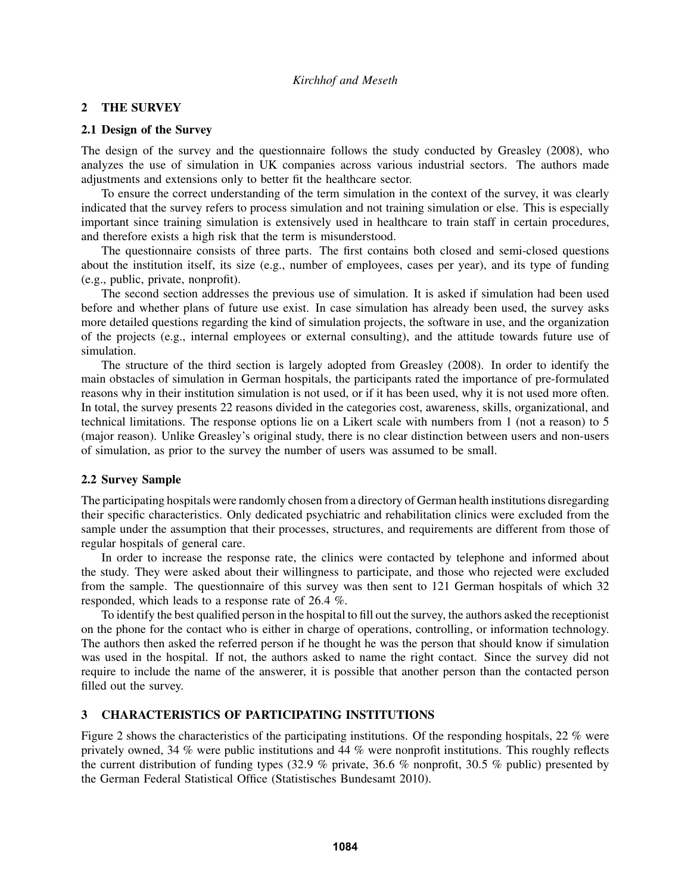## 2 THE SURVEY

### 2.1 Design of the Survey

The design of the survey and the questionnaire follows the study conducted by Greasley (2008), who analyzes the use of simulation in UK companies across various industrial sectors. The authors made adjustments and extensions only to better fit the healthcare sector.

To ensure the correct understanding of the term simulation in the context of the survey, it was clearly indicated that the survey refers to process simulation and not training simulation or else. This is especially important since training simulation is extensively used in healthcare to train staff in certain procedures, and therefore exists a high risk that the term is misunderstood.

The questionnaire consists of three parts. The first contains both closed and semi-closed questions about the institution itself, its size (e.g., number of employees, cases per year), and its type of funding (e.g., public, private, nonprofit).

The second section addresses the previous use of simulation. It is asked if simulation had been used before and whether plans of future use exist. In case simulation has already been used, the survey asks more detailed questions regarding the kind of simulation projects, the software in use, and the organization of the projects (e.g., internal employees or external consulting), and the attitude towards future use of simulation.

The structure of the third section is largely adopted from Greasley (2008). In order to identify the main obstacles of simulation in German hospitals, the participants rated the importance of pre-formulated reasons why in their institution simulation is not used, or if it has been used, why it is not used more often. In total, the survey presents 22 reasons divided in the categories cost, awareness, skills, organizational, and technical limitations. The response options lie on a Likert scale with numbers from 1 (not a reason) to 5 (major reason). Unlike Greasley's original study, there is no clear distinction between users and non-users of simulation, as prior to the survey the number of users was assumed to be small.

### 2.2 Survey Sample

The participating hospitals were randomly chosen from a directory of German health institutions disregarding their specific characteristics. Only dedicated psychiatric and rehabilitation clinics were excluded from the sample under the assumption that their processes, structures, and requirements are different from those of regular hospitals of general care.

In order to increase the response rate, the clinics were contacted by telephone and informed about the study. They were asked about their willingness to participate, and those who rejected were excluded from the sample. The questionnaire of this survey was then sent to 121 German hospitals of which 32 responded, which leads to a response rate of 26.4 %.

To identify the best qualified person in the hospital to fill out the survey, the authors asked the receptionist on the phone for the contact who is either in charge of operations, controlling, or information technology. The authors then asked the referred person if he thought he was the person that should know if simulation was used in the hospital. If not, the authors asked to name the right contact. Since the survey did not require to include the name of the answerer, it is possible that another person than the contacted person filled out the survey.

## 3 CHARACTERISTICS OF PARTICIPATING INSTITUTIONS

Figure 2 shows the characteristics of the participating institutions. Of the responding hospitals, 22 % were privately owned, 34 % were public institutions and 44 % were nonprofit institutions. This roughly reflects the current distribution of funding types (32.9 % private, 36.6 % nonprofit, 30.5 % public) presented by the German Federal Statistical Office (Statistisches Bundesamt 2010).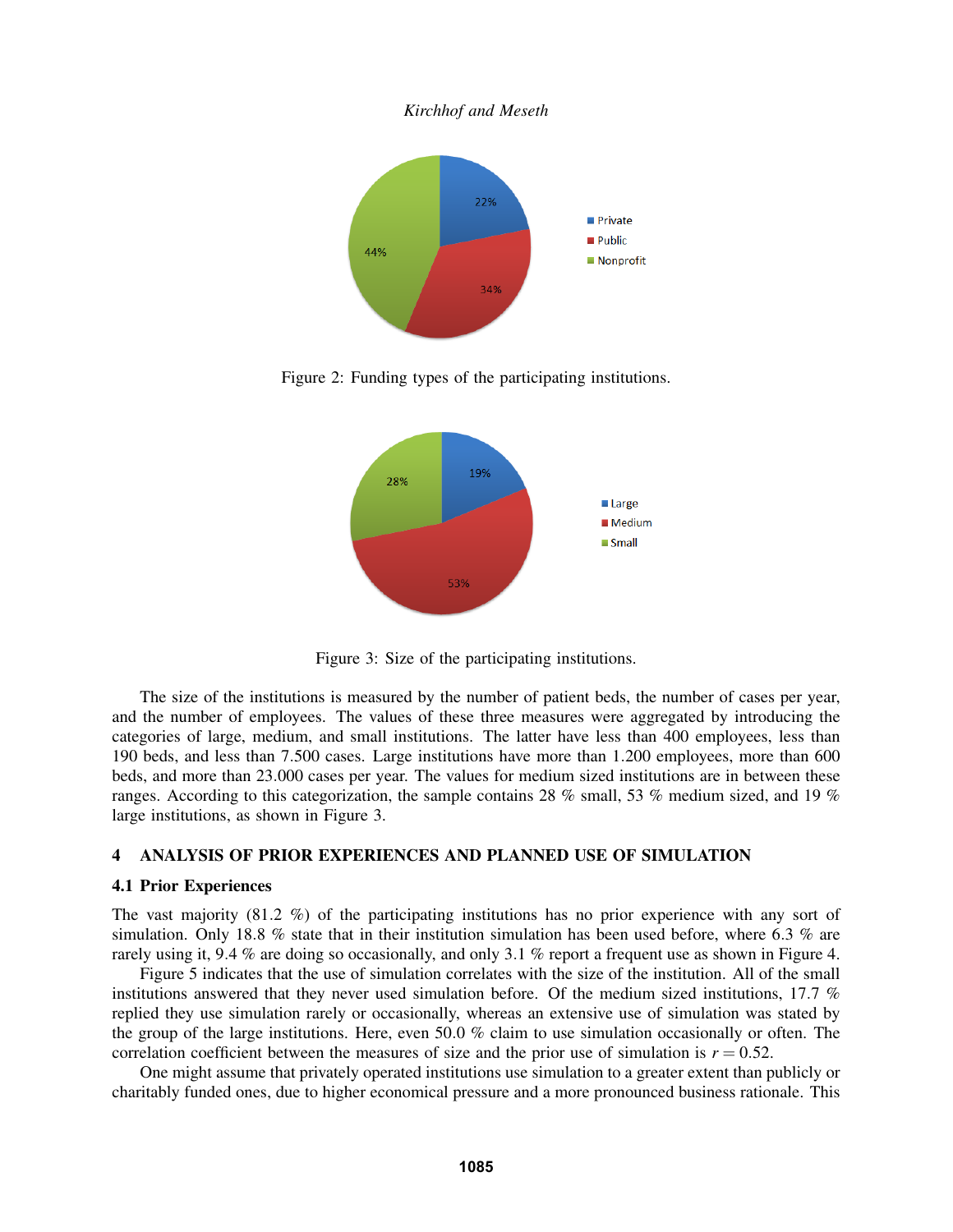Figure 2: Funding types of the participating institutions.

Figure 3: Size of the participating institutions.

The size of the institutions is measured by the number of patient beds, the number of cases per year, and the number of employees. The values of these three measures were aggregated by introducing the categories of large, medium, and small institutions. The latter have less than 400 employees, less than 190 beds, and less than 7.500 cases. Large institutions have more than 1.200 employees, more than 600 beds, and more than 23.000 cases per year. The values for medium sized institutions are in between these ranges. According to this categorization, the sample contains 28 % small, 53 % medium sized, and 19 % large institutions, as shown in Figure 3.

## 4 ANALYSIS OF PRIOR EXPERIENCES AND PLANNED USE OF SIMULATION

### 4.1 Prior Experiences

The vast majority (81.2 %) of the participating institutions has no prior experience with any sort of simulation. Only 18.8 % state that in their institution simulation has been used before, where 6.3 % are rarely using it, 9.4 % are doing so occasionally, and only 3.1 % report a frequent use as shown in Figure 4.

Figure 5 indicates that the use of simulation correlates with the size of the institution. All of the small institutions answered that they never used simulation before. Of the medium sized institutions, 17.7 % replied they use simulation rarely or occasionally, whereas an extensive use of simulation was stated by the group of the large institutions. Here, even 50.0 % claim to use simulation occasionally or often. The correlation coefficient between the measures of size and the prior use of simulation is $r = 0.52$.

One might assume that privately operated institutions use simulation to a greater extent than publicly or charitably funded ones, due to higher economical pressure and a more pronounced business rationale. This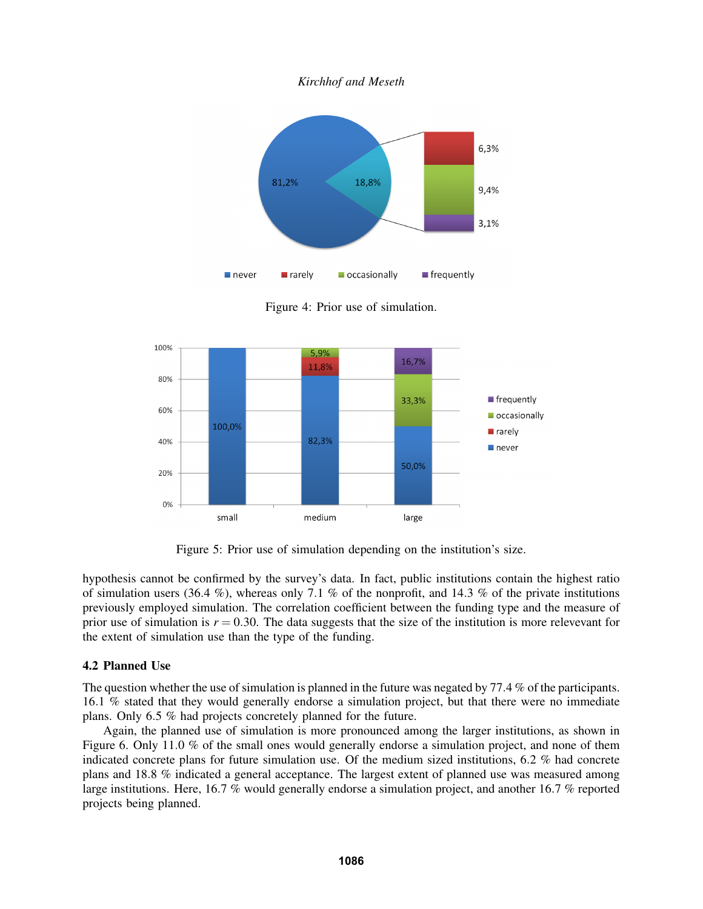Figure 4: Prior use of simulation.

Figure 5: Prior use of simulation depending on the institution's size.

hypothesis cannot be confirmed by the survey's data. In fact, public institutions contain the highest ratio of simulation users (36.4 %), whereas only 7.1 % of the nonprofit, and 14.3 % of the private institutions previously employed simulation. The correlation coefficient between the funding type and the measure of prior use of simulation is $r = 0.30$. The data suggests that the size of the institution is more relevevant for the extent of simulation use than the type of the funding.

### 4.2 Planned Use

The question whether the use of simulation is planned in the future was negated by 77.4 % of the participants. 16.1 % stated that they would generally endorse a simulation project, but that there were no immediate plans. Only 6.5 % had projects concretely planned for the future.

Again, the planned use of simulation is more pronounced among the larger institutions, as shown in Figure 6. Only 11.0 % of the small ones would generally endorse a simulation project, and none of them indicated concrete plans for future simulation use. Of the medium sized institutions, 6.2 % had concrete plans and 18.8 % indicated a general acceptance. The largest extent of planned use was measured among large institutions. Here, 16.7 % would generally endorse a simulation project, and another 16.7 % reported projects being planned.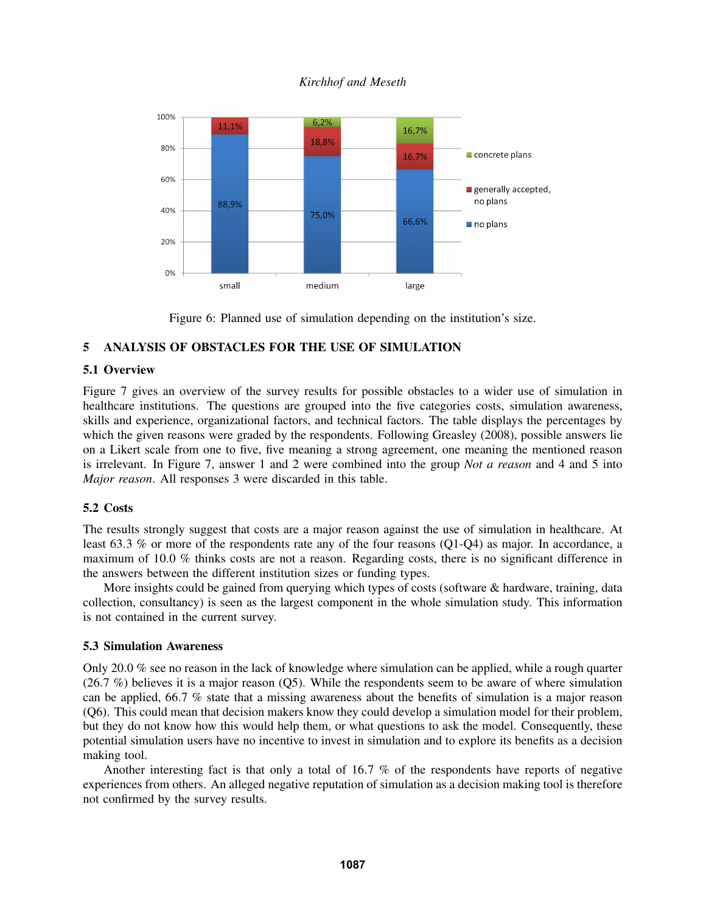Figure 6: Planned use of simulation depending on the institution's size.

## 5 ANALYSIS OF OBSTACLES FOR THE USE OF SIMULATION

### 5.1 Overview

Figure 7 gives an overview of the survey results for possible obstacles to a wider use of simulation in healthcare institutions. The questions are grouped into the five categories costs, simulation awareness, skills and experience, organizational factors, and technical factors. The table displays the percentages by which the given reasons were graded by the respondents. Following Greasley (2008), possible answers lie on a Likert scale from one to five, five meaning a strong agreement, one meaning the mentioned reason is irrelevant. In Figure 7, answer 1 and 2 were combined into the group *Not a reason* and 4 and 5 into *Major reason*. All responses 3 were discarded in this table.

### 5.2 Costs

The results strongly suggest that costs are a major reason against the use of simulation in healthcare. At least 63.3 % or more of the respondents rate any of the four reasons (Q1-Q4) as major. In accordance, a maximum of 10.0 % thinks costs are not a reason. Regarding costs, there is no significant difference in the answers between the different institution sizes or funding types.

More insights could be gained from querying which types of costs (software & hardware, training, data collection, consultancy) is seen as the largest component in the whole simulation study. This information is not contained in the current survey.

### 5.3 Simulation Awareness

Only 20.0 % see no reason in the lack of knowledge where simulation can be applied, while a rough quarter (26.7 %) believes it is a major reason (Q5). While the respondents seem to be aware of where simulation can be applied, 66.7 % state that a missing awareness about the benefits of simulation is a major reason (Q6). This could mean that decision makers know they could develop a simulation model for their problem, but they do not know how this would help them, or what questions to ask the model. Consequently, these potential simulation users have no incentive to invest in simulation and to explore its benefits as a decision making tool.

Another interesting fact is that only a total of 16.7 % of the respondents have reports of negative experiences from others. An alleged negative reputation of simulation as a decision making tool is therefore not confirmed by the survey results.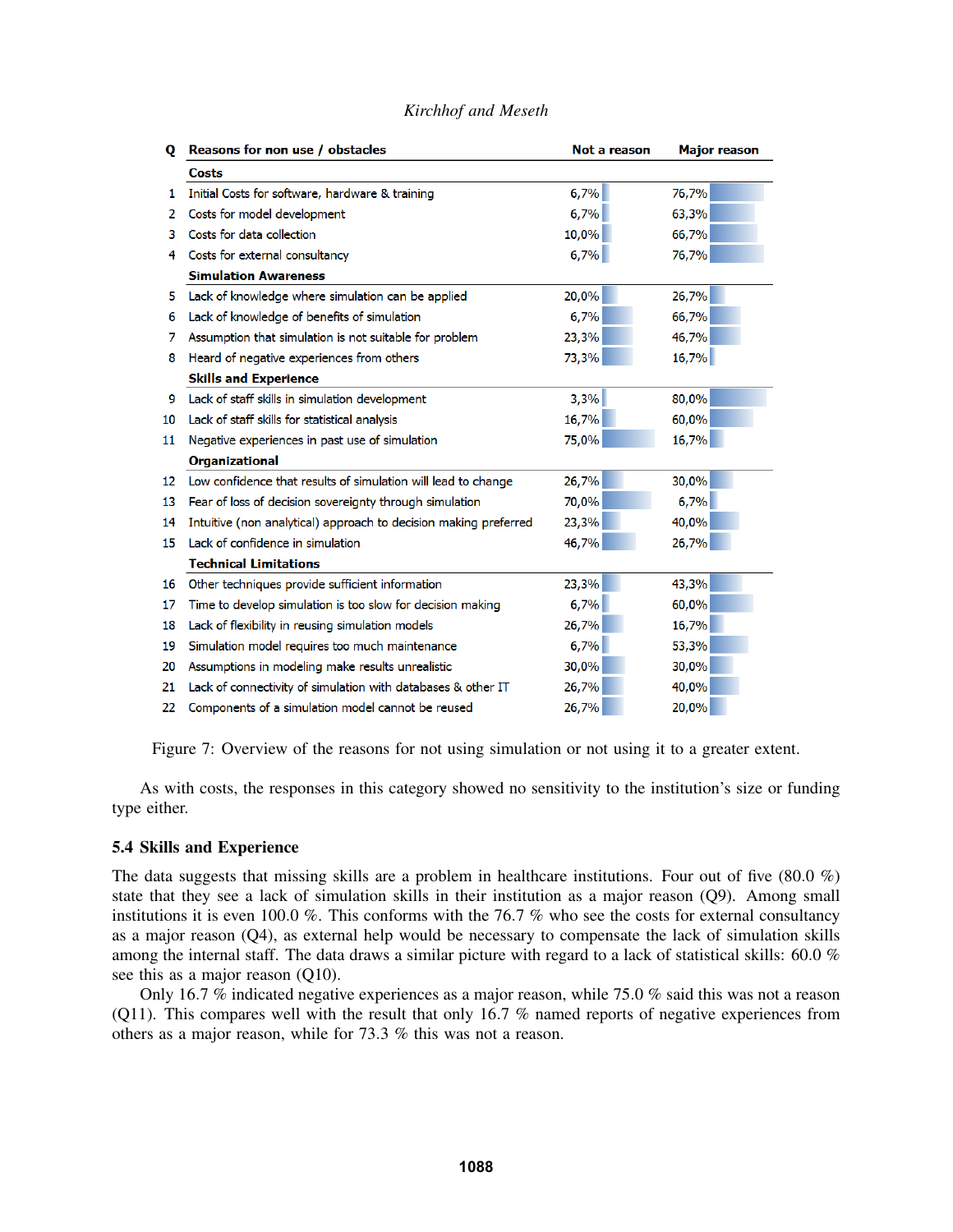| Q | Reasons for non use / obstacles | Not a reason | Major reason |
|---|---|---|---|
| | **Costs** | | |
| 1 | Initial Costs for software, hardware & training | 6,7% | 76,7% |
| 2 | Costs for model development | 6,7% | 63,3% |
| 3 | Costs for data collection | 10,0% | 66,7% |
| 4 | Costs for external consultancy | 6,7% | 76,7% |
| | **Simulation Awareness** | | |
| 5 | Lack of knowledge where simulation can be applied | 20,0% | 26,7% |
| 6 | Lack of knowledge of benefits of simulation | 6,7% | 66,7% |
| 7 | Assumption that simulation is not suitable for problem | 23,3% | 46,7% |
| 8 | Heard of negative experiences from others | 73,3% | 16,7% |
| | **Skills and Experience** | | |
| 9 | Lack of staff skills in simulation development | 3,3% | 80,0% |
| 10 | Lack of staff skills for statistical analysis | 16,7% | 60,0% |
| 11 | Negative experiences in past use of simulation | 75,0% | 16,7% |
| | **Organizational** | | |
| 12 | Low confidence that results of simulation will lead to change | 26,7% | 30,0% |
| 13 | Fear of loss of decision sovereignty through simulation | 70,0% | 6,7% |
| 14 | Intuitive (non analytical) approach to decision making preferred | 23,3% | 40,0% |
| 15 | Lack of confidence in simulation | 46,7% | 26,7% |
| | **Technical Limitations** | | |
| 16 | Other techniques provide sufficient information | 23,3% | 43,3% |
| 17 | Time to develop simulation is too slow for decision making | 6,7% | 60,0% |
| 18 | Lack of flexibility in reusing simulation models | 26,7% | 16,7% |
| 19 | Simulation model requires too much maintenance | 6,7% | 53,3% |
| 20 | Assumptions in modeling make results unrealistic | 30,0% | 30,0% |
| 21 | Lack of connectivity of simulation with databases & other IT | 26,7% | 40,0% |
| 22 | Components of a simulation model cannot be reused | 26,7% | 20,0% |

Figure 7: Overview of the reasons for not using simulation or not using it to a greater extent.

As with costs, the responses in this category showed no sensitivity to the institution's size or funding type either.

### 5.4 Skills and Experience

The data suggests that missing skills are a problem in healthcare institutions. Four out of five (80.0 %) state that they see a lack of simulation skills in their institution as a major reason (Q9). Among small institutions it is even 100.0 %. This conforms with the 76.7 % who see the costs for external consultancy as a major reason (Q4), as external help would be necessary to compensate the lack of simulation skills among the internal staff. The data draws a similar picture with regard to a lack of statistical skills: 60.0 % see this as a major reason (Q10).

Only 16.7 % indicated negative experiences as a major reason, while 75.0 % said this was not a reason (Q11). This compares well with the result that only 16.7 % named reports of negative experiences from others as a major reason, while for 73.3 % this was not a reason.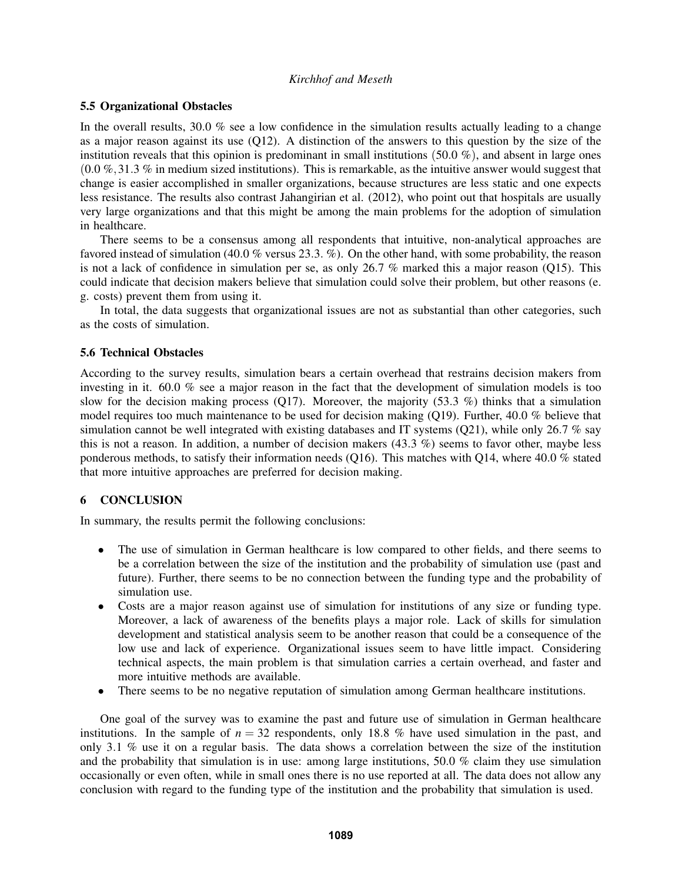### 5.5 Organizational Obstacles

In the overall results, 30.0 % see a low confidence in the simulation results actually leading to a change as a major reason against its use (Q12). A distinction of the answers to this question by the size of the institution reveals that this opinion is predominant in small institutions (50.0 %), and absent in large ones (0.0 %, 31.3 % in medium sized institutions). This is remarkable, as the intuitive answer would suggest that change is easier accomplished in smaller organizations, because structures are less static and one expects less resistance. The results also contrast Jahangirian et al. (2012), who point out that hospitals are usually very large organizations and that this might be among the main problems for the adoption of simulation in healthcare.

There seems to be a consensus among all respondents that intuitive, non-analytical approaches are favored instead of simulation (40.0 % versus 23.3. %). On the other hand, with some probability, the reason is not a lack of confidence in simulation per se, as only 26.7 % marked this a major reason (Q15). This could indicate that decision makers believe that simulation could solve their problem, but other reasons (e. g. costs) prevent them from using it.

In total, the data suggests that organizational issues are not as substantial than other categories, such as the costs of simulation.

### 5.6 Technical Obstacles

According to the survey results, simulation bears a certain overhead that restrains decision makers from investing in it. 60.0 % see a major reason in the fact that the development of simulation models is too slow for the decision making process (Q17). Moreover, the majority (53.3 %) thinks that a simulation model requires too much maintenance to be used for decision making (Q19). Further, 40.0 % believe that simulation cannot be well integrated with existing databases and IT systems (Q21), while only 26.7 % say this is not a reason. In addition, a number of decision makers (43.3 %) seems to favor other, maybe less ponderous methods, to satisfy their information needs (Q16). This matches with Q14, where 40.0 % stated that more intuitive approaches are preferred for decision making.

## 6 CONCLUSION

In summary, the results permit the following conclusions:

- The use of simulation in German healthcare is low compared to other fields, and there seems to be a correlation between the size of the institution and the probability of simulation use (past and future). Further, there seems to be no connection between the funding type and the probability of simulation use.
- Costs are a major reason against use of simulation for institutions of any size or funding type. Moreover, a lack of awareness of the benefits plays a major role. Lack of skills for simulation development and statistical analysis seem to be another reason that could be a consequence of the low use and lack of experience. Organizational issues seem to have little impact. Considering technical aspects, the main problem is that simulation carries a certain overhead, and faster and more intuitive methods are available.
- There seems to be no negative reputation of simulation among German healthcare institutions.

One goal of the survey was to examine the past and future use of simulation in German healthcare institutions. In the sample of $n = 32$ respondents, only 18.8 % have used simulation in the past, and only 3.1 % use it on a regular basis. The data shows a correlation between the size of the institution and the probability that simulation is in use: among large institutions, 50.0 % claim they use simulation occasionally or even often, while in small ones there is no use reported at all. The data does not allow any conclusion with regard to the funding type of the institution and the probability that simulation is used.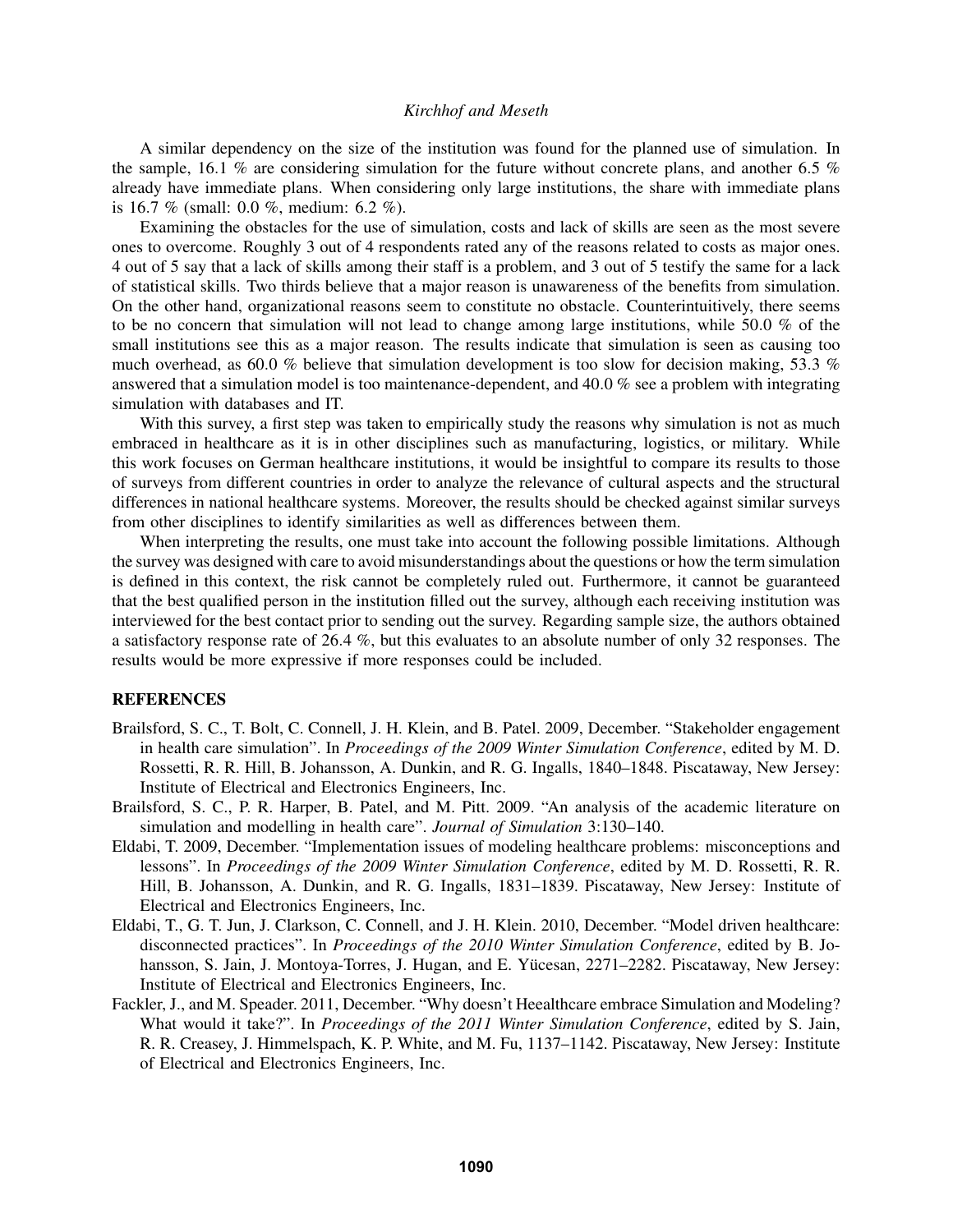A similar dependency on the size of the institution was found for the planned use of simulation. In the sample, 16.1 % are considering simulation for the future without concrete plans, and another 6.5 % already have immediate plans. When considering only large institutions, the share with immediate plans is 16.7 % (small: 0.0 %, medium: 6.2 %).

Examining the obstacles for the use of simulation, costs and lack of skills are seen as the most severe ones to overcome. Roughly 3 out of 4 respondents rated any of the reasons related to costs as major ones. 4 out of 5 say that a lack of skills among their staff is a problem, and 3 out of 5 testify the same for a lack of statistical skills. Two thirds believe that a major reason is unawareness of the benefits from simulation. On the other hand, organizational reasons seem to constitute no obstacle. Counterintuitively, there seems to be no concern that simulation will not lead to change among large institutions, while 50.0 % of the small institutions see this as a major reason. The results indicate that simulation is seen as causing too much overhead, as 60.0 % believe that simulation development is too slow for decision making, 53.3 % answered that a simulation model is too maintenance-dependent, and 40.0 % see a problem with integrating simulation with databases and IT.

With this survey, a first step was taken to empirically study the reasons why simulation is not as much embraced in healthcare as it is in other disciplines such as manufacturing, logistics, or military. While this work focuses on German healthcare institutions, it would be insightful to compare its results to those of surveys from different countries in order to analyze the relevance of cultural aspects and the structural differences in national healthcare systems. Moreover, the results should be checked against similar surveys from other disciplines to identify similarities as well as differences between them.

When interpreting the results, one must take into account the following possible limitations. Although the survey was designed with care to avoid misunderstandings about the questions or how the term simulation is defined in this context, the risk cannot be completely ruled out. Furthermore, it cannot be guaranteed that the best qualified person in the institution filled out the survey, although each receiving institution was interviewed for the best contact prior to sending out the survey. Regarding sample size, the authors obtained a satisfactory response rate of 26.4 %, but this evaluates to an absolute number of only 32 responses. The results would be more expressive if more responses could be included.

## REFERENCES

Brailsford, S. C., T. Bolt, C. Connell, J. H. Klein, and B. Patel. 2009, December. "Stakeholder engagement in health care simulation". In *Proceedings of the 2009 Winter Simulation Conference*, edited by M. D. Rossetti, R. R. Hill, B. Johansson, A. Dunkin, and R. G. Ingalls, 1840–1848. Piscataway, New Jersey: Institute of Electrical and Electronics Engineers, Inc.

Brailsford, S. C., P. R. Harper, B. Patel, and M. Pitt. 2009. "An analysis of the academic literature on simulation and modelling in health care". *Journal of Simulation* 3:130–140.

Eldabi, T. 2009, December. "Implementation issues of modeling healthcare problems: misconceptions and lessons". In *Proceedings of the 2009 Winter Simulation Conference*, edited by M. D. Rossetti, R. R. Hill, B. Johansson, A. Dunkin, and R. G. Ingalls, 1831–1839. Piscataway, New Jersey: Institute of Electrical and Electronics Engineers, Inc.

Eldabi, T., G. T. Jun, J. Clarkson, C. Connell, and J. H. Klein. 2010, December. "Model driven healthcare: disconnected practices". In *Proceedings of the 2010 Winter Simulation Conference*, edited by B. Johansson, S. Jain, J. Montoya-Torres, J. Hugan, and E. Yücesan, 2271–2282. Piscataway, New Jersey: Institute of Electrical and Electronics Engineers, Inc.

Fackler, J., and M. Speader. 2011, December. "Why doesn't Heealthcare embrace Simulation and Modeling? What would it take?". In *Proceedings of the 2011 Winter Simulation Conference*, edited by S. Jain, R. R. Creasey, J. Himmelspach, K. P. White, and M. Fu, 1137–1142. Piscataway, New Jersey: Institute of Electrical and Electronics Engineers, Inc.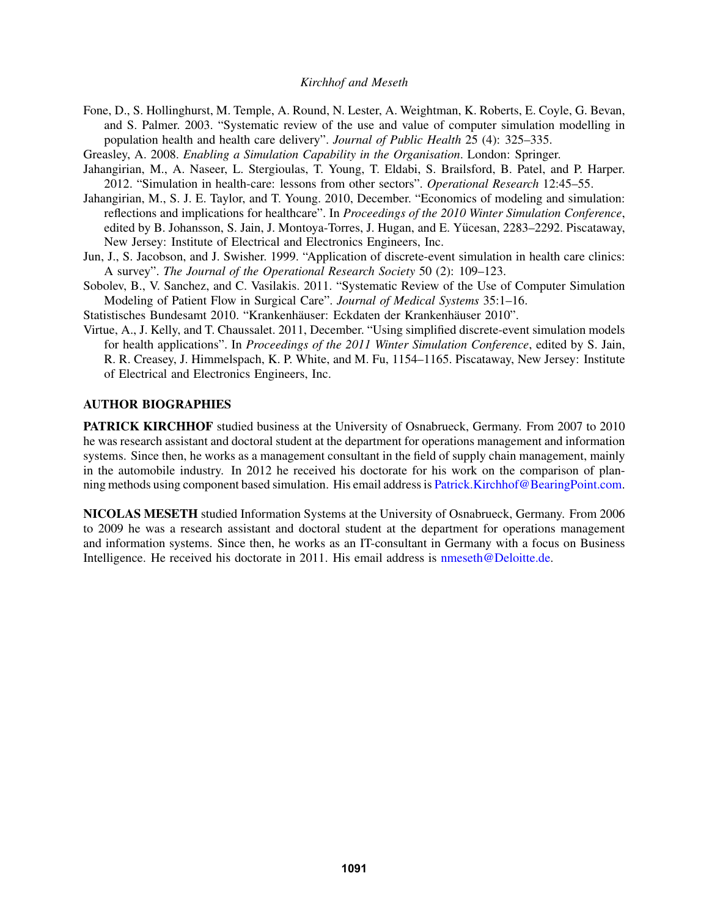Fone, D., S. Hollinghurst, M. Temple, A. Round, N. Lester, A. Weightman, K. Roberts, E. Coyle, G. Bevan, and S. Palmer. 2003. "Systematic review of the use and value of computer simulation modelling in population health and health care delivery". *Journal of Public Health* 25 (4): 325–335.

Greasley, A. 2008. *Enabling a Simulation Capability in the Organisation*. London: Springer.

Jahangirian, M., A. Naseer, L. Stergioulas, T. Young, T. Eldabi, S. Brailsford, B. Patel, and P. Harper. 2012. "Simulation in health-care: lessons from other sectors". *Operational Research* 12:45–55.

Jahangirian, M., S. J. E. Taylor, and T. Young. 2010, December. "Economics of modeling and simulation: reflections and implications for healthcare". In *Proceedings of the 2010 Winter Simulation Conference*, edited by B. Johansson, S. Jain, J. Montoya-Torres, J. Hugan, and E. Yücesan, 2283–2292. Piscataway, New Jersey: Institute of Electrical and Electronics Engineers, Inc.

Jun, J., S. Jacobson, and J. Swisher. 1999. "Application of discrete-event simulation in health care clinics: A survey". *The Journal of the Operational Research Society* 50 (2): 109–123.

Sobolev, B., V. Sanchez, and C. Vasilakis. 2011. "Systematic Review of the Use of Computer Simulation Modeling of Patient Flow in Surgical Care". *Journal of Medical Systems* 35:1–16.

Statistisches Bundesamt 2010. "Krankenhäuser: Eckdaten der Krankenhäuser 2010".

Virtue, A., J. Kelly, and T. Chaussalet. 2011, December. "Using simplified discrete-event simulation models for health applications". In *Proceedings of the 2011 Winter Simulation Conference*, edited by S. Jain, R. R. Creasey, J. Himmelspach, K. P. White, and M. Fu, 1154–1165. Piscataway, New Jersey: Institute of Electrical and Electronics Engineers, Inc.

## AUTHOR BIOGRAPHIES

**PATRICK KIRCHHOF** studied business at the University of Osnabrueck, Germany. From 2007 to 2010 he was research assistant and doctoral student at the department for operations management and information systems. Since then, he works as a management consultant in the field of supply chain management, mainly in the automobile industry. In 2012 he received his doctorate for his work on the comparison of planning methods using component based simulation. His email address is Patrick.Kirchhof@BearingPoint.com.

**NICOLAS MESETH** studied Information Systems at the University of Osnabrueck, Germany. From 2006 to 2009 he was a research assistant and doctoral student at the department for operations management and information systems. Since then, he works as an IT-consultant in Germany with a focus on Business Intelligence. He received his doctorate in 2011. His email address is nmeseth@Deloitte.de.